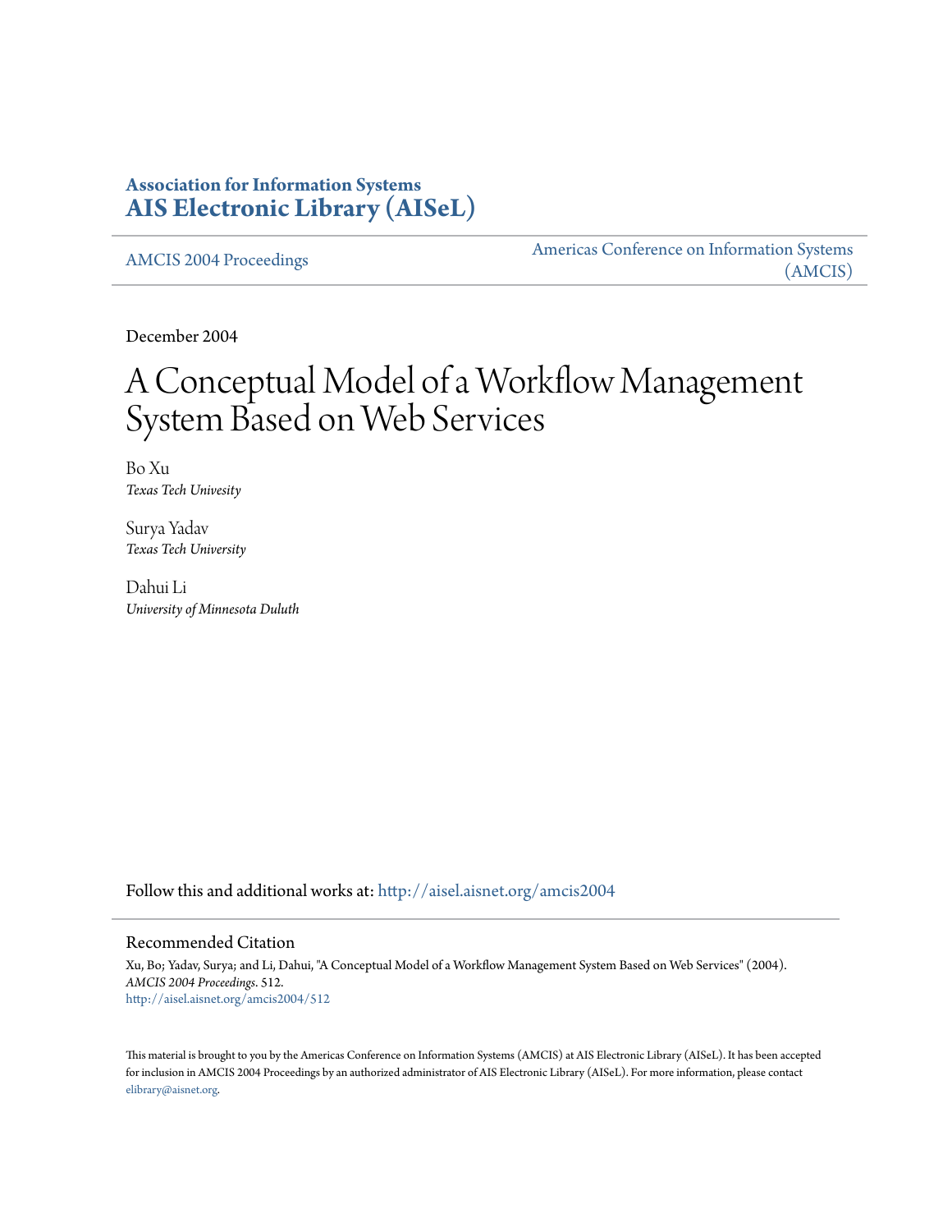**Association for Information Systems**
**AIS Electronic Library (AISeL)**

AMCIS 2004 Proceedings | Americas Conference on Information Systems (AMCIS)

December 2004

# A Conceptual Model of a Workflow Management System Based on Web Services

Bo Xu
*Texas Tech Univesity*

Surya Yadav
*Texas Tech University*

Dahui Li
*University of Minnesota Duluth*

Follow this and additional works at: http://aisel.aisnet.org/amcis2004

## Recommended Citation

Xu, Bo; Yadav, Surya; and Li, Dahui, "A Conceptual Model of a Workflow Management System Based on Web Services" (2004). *AMCIS 2004 Proceedings*. 512.
http://aisel.aisnet.org/amcis2004/512

This material is brought to you by the Americas Conference on Information Systems (AMCIS) at AIS Electronic Library (AISeL). It has been accepted for inclusion in AMCIS 2004 Proceedings by an authorized administrator of AIS Electronic Library (AISeL). For more information, please contact elibrary@aisnet.org.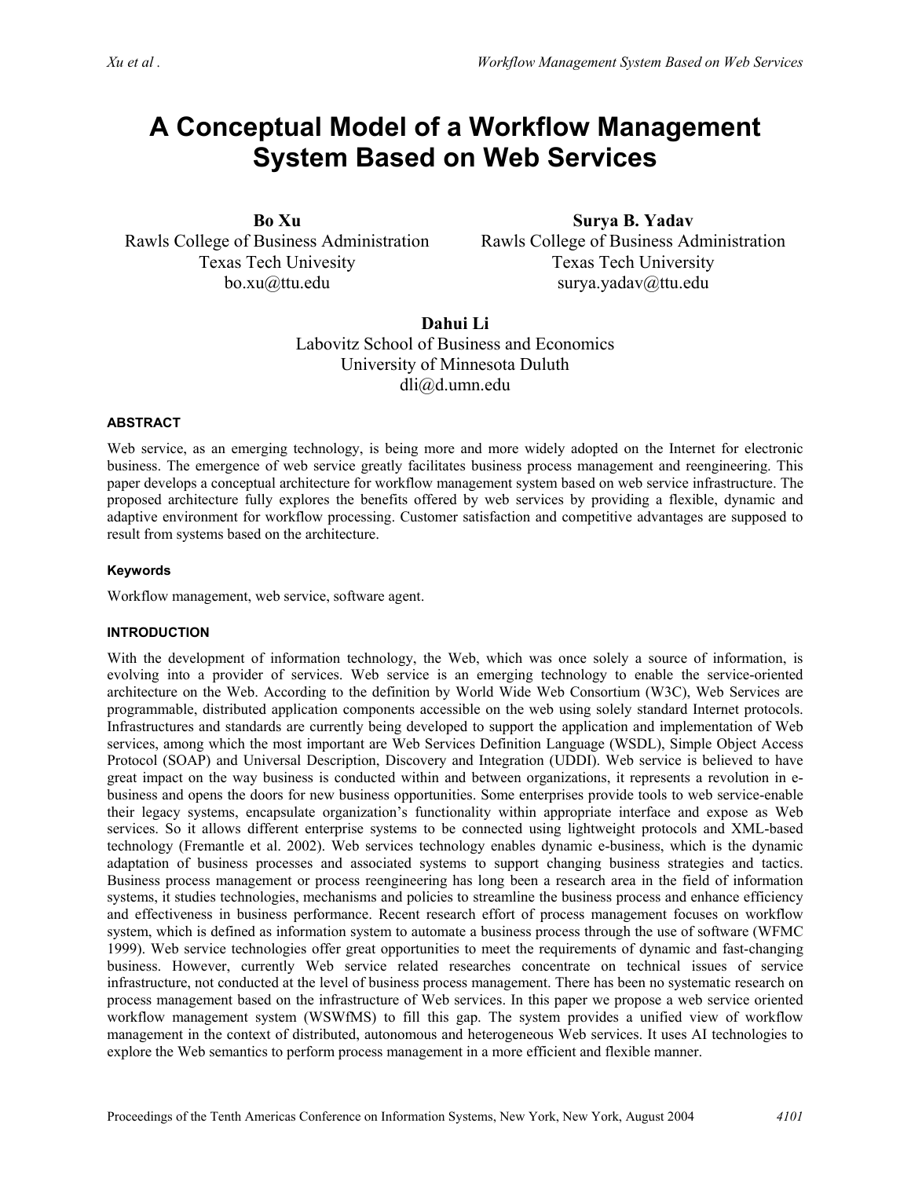# A Conceptual Model of a Workflow Management System Based on Web Services

**Bo Xu**
Rawls College of Business Administration
Texas Tech Univesity
bo.xu@ttu.edu

**Surya B. Yadav**
Rawls College of Business Administration
Texas Tech University
surya.yadav@ttu.edu

**Dahui Li**
Labovitz School of Business and Economics
University of Minnesota Duluth
dli@d.umn.edu

#### ABSTRACT

Web service, as an emerging technology, is being more and more widely adopted on the Internet for electronic business. The emergence of web service greatly facilitates business process management and reengineering. This paper develops a conceptual architecture for workflow management system based on web service infrastructure. The proposed architecture fully explores the benefits offered by web services by providing a flexible, dynamic and adaptive environment for workflow processing. Customer satisfaction and competitive advantages are supposed to result from systems based on the architecture.

#### Keywords

Workflow management, web service, software agent.

#### INTRODUCTION

With the development of information technology, the Web, which was once solely a source of information, is evolving into a provider of services. Web service is an emerging technology to enable the service-oriented architecture on the Web. According to the definition by World Wide Web Consortium (W3C), Web Services are programmable, distributed application components accessible on the web using solely standard Internet protocols. Infrastructures and standards are currently being developed to support the application and implementation of Web services, among which the most important are Web Services Definition Language (WSDL), Simple Object Access Protocol (SOAP) and Universal Description, Discovery and Integration (UDDI). Web service is believed to have great impact on the way business is conducted within and between organizations, it represents a revolution in e-business and opens the doors for new business opportunities. Some enterprises provide tools to web service-enable their legacy systems, encapsulate organization's functionality within appropriate interface and expose as Web services. So it allows different enterprise systems to be connected using lightweight protocols and XML-based technology (Fremantle et al. 2002). Web services technology enables dynamic e-business, which is the dynamic adaptation of business processes and associated systems to support changing business strategies and tactics. Business process management or process reengineering has long been a research area in the field of information systems, it studies technologies, mechanisms and policies to streamline the business process and enhance efficiency and effectiveness in business performance. Recent research effort of process management focuses on workflow system, which is defined as information system to automate a business process through the use of software (WFMC 1999). Web service technologies offer great opportunities to meet the requirements of dynamic and fast-changing business. However, currently Web service related researches concentrate on technical issues of service infrastructure, not conducted at the level of business process management. There has been no systematic research on process management based on the infrastructure of Web services. In this paper we propose a web service oriented workflow management system (WSWfMS) to fill this gap. The system provides a unified view of workflow management in the context of distributed, autonomous and heterogeneous Web services. It uses AI technologies to explore the Web semantics to perform process management in a more efficient and flexible manner.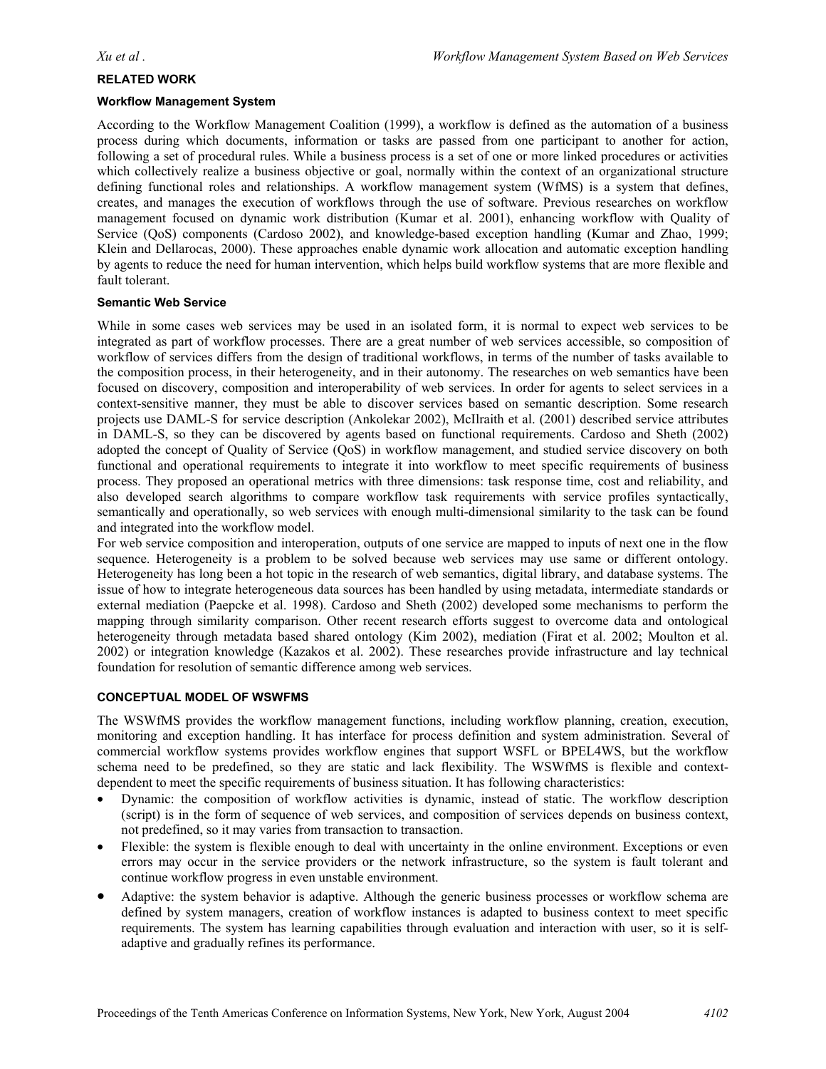## RELATED WORK

### Workflow Management System

According to the Workflow Management Coalition (1999), a workflow is defined as the automation of a business process during which documents, information or tasks are passed from one participant to another for action, following a set of procedural rules. While a business process is a set of one or more linked procedures or activities which collectively realize a business objective or goal, normally within the context of an organizational structure defining functional roles and relationships. A workflow management system (WfMS) is a system that defines, creates, and manages the execution of workflows through the use of software. Previous researches on workflow management focused on dynamic work distribution (Kumar et al. 2001), enhancing workflow with Quality of Service (QoS) components (Cardoso 2002), and knowledge-based exception handling (Kumar and Zhao, 1999; Klein and Dellarocas, 2000). These approaches enable dynamic work allocation and automatic exception handling by agents to reduce the need for human intervention, which helps build workflow systems that are more flexible and fault tolerant.

### Semantic Web Service

While in some cases web services may be used in an isolated form, it is normal to expect web services to be integrated as part of workflow processes. There are a great number of web services accessible, so composition of workflow of services differs from the design of traditional workflows, in terms of the number of tasks available to the composition process, in their heterogeneity, and in their autonomy. The researches on web semantics have been focused on discovery, composition and interoperability of web services. In order for agents to select services in a context-sensitive manner, they must be able to discover services based on semantic description. Some research projects use DAML-S for service description (Ankolekar 2002), McIlraith et al. (2001) described service attributes in DAML-S, so they can be discovered by agents based on functional requirements. Cardoso and Sheth (2002) adopted the concept of Quality of Service (QoS) in workflow management, and studied service discovery on both functional and operational requirements to integrate it into workflow to meet specific requirements of business process. They proposed an operational metrics with three dimensions: task response time, cost and reliability, and also developed search algorithms to compare workflow task requirements with service profiles syntactically, semantically and operationally, so web services with enough multi-dimensional similarity to the task can be found and integrated into the workflow model.

For web service composition and interoperation, outputs of one service are mapped to inputs of next one in the flow sequence. Heterogeneity is a problem to be solved because web services may use same or different ontology. Heterogeneity has long been a hot topic in the research of web semantics, digital library, and database systems. The issue of how to integrate heterogeneous data sources has been handled by using metadata, intermediate standards or external mediation (Paepcke et al. 1998). Cardoso and Sheth (2002) developed some mechanisms to perform the mapping through similarity comparison. Other recent research efforts suggest to overcome data and ontological heterogeneity through metadata based shared ontology (Kim 2002), mediation (Firat et al. 2002; Moulton et al. 2002) or integration knowledge (Kazakos et al. 2002). These researches provide infrastructure and lay technical foundation for resolution of semantic difference among web services.

## CONCEPTUAL MODEL OF WSWFMS

The WSWfMS provides the workflow management functions, including workflow planning, creation, execution, monitoring and exception handling. It has interface for process definition and system administration. Several of commercial workflow systems provides workflow engines that support WSFL or BPEL4WS, but the workflow schema need to be predefined, so they are static and lack flexibility. The WSWfMS is flexible and context-dependent to meet the specific requirements of business situation. It has following characteristics:

- Dynamic: the composition of workflow activities is dynamic, instead of static. The workflow description (script) is in the form of sequence of web services, and composition of services depends on business context, not predefined, so it may varies from transaction to transaction.
- Flexible: the system is flexible enough to deal with uncertainty in the online environment. Exceptions or even errors may occur in the service providers or the network infrastructure, so the system is fault tolerant and continue workflow progress in even unstable environment.
- Adaptive: the system behavior is adaptive. Although the generic business processes or workflow schema are defined by system managers, creation of workflow instances is adapted to business context to meet specific requirements. The system has learning capabilities through evaluation and interaction with user, so it is self-adaptive and gradually refines its performance.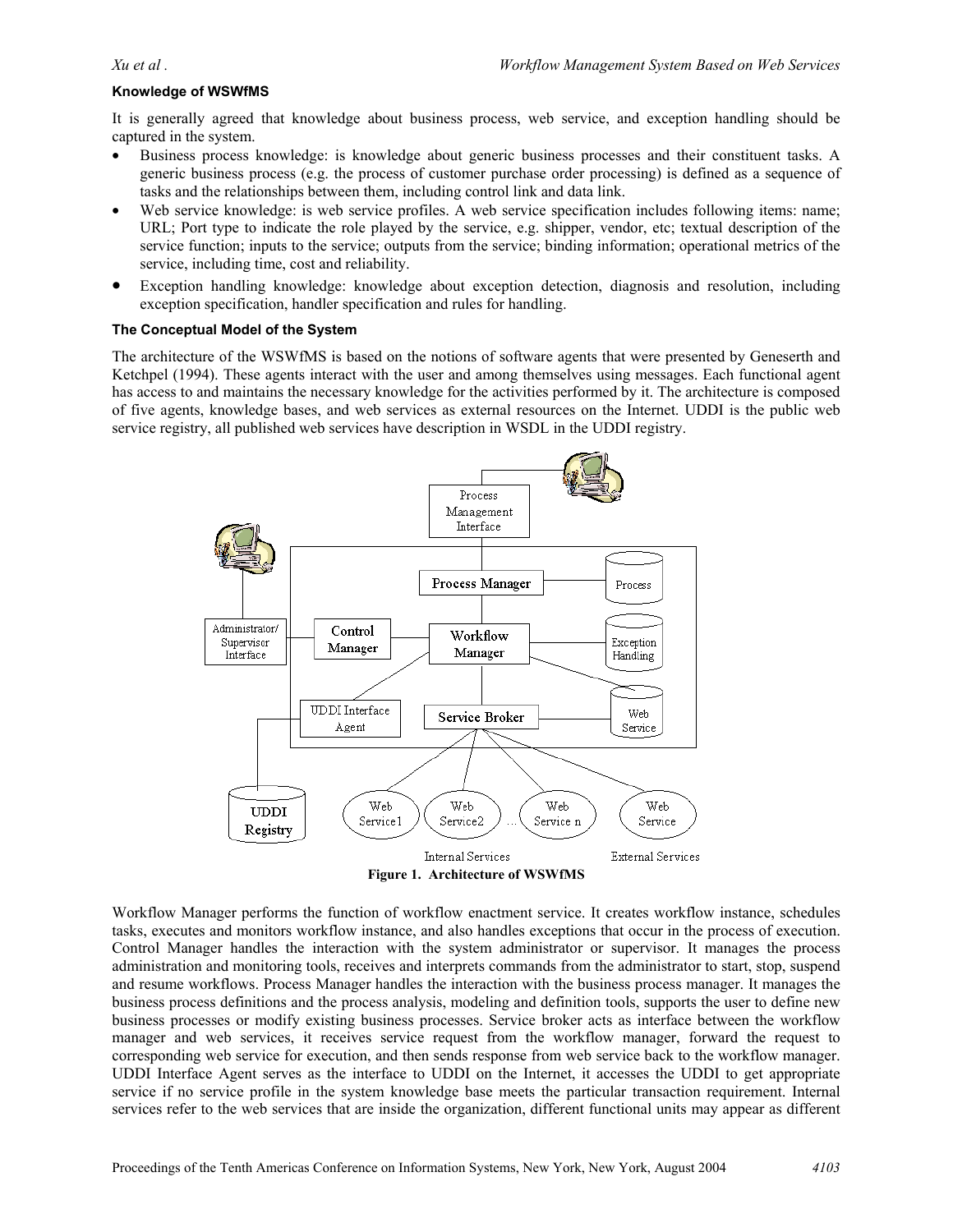### Knowledge of WSWfMS

It is generally agreed that knowledge about business process, web service, and exception handling should be captured in the system.

- Business process knowledge: is knowledge about generic business processes and their constituent tasks. A generic business process (e.g. the process of customer purchase order processing) is defined as a sequence of tasks and the relationships between them, including control link and data link.
- Web service knowledge: is web service profiles. A web service specification includes following items: name; URL; Port type to indicate the role played by the service, e.g. shipper, vendor, etc; textual description of the service function; inputs to the service; outputs from the service; binding information; operational metrics of the service, including time, cost and reliability.
- Exception handling knowledge: knowledge about exception detection, diagnosis and resolution, including exception specification, handler specification and rules for handling.

### The Conceptual Model of the System

The architecture of the WSWfMS is based on the notions of software agents that were presented by Geneserth and Ketchpel (1994). These agents interact with the user and among themselves using messages. Each functional agent has access to and maintains the necessary knowledge for the activities performed by it. The architecture is composed of five agents, knowledge bases, and web services as external resources on the Internet. UDDI is the public web service registry, all published web services have description in WSDL in the UDDI registry.

**Figure 1. Architecture of WSWfMS**

Workflow Manager performs the function of workflow enactment service. It creates workflow instance, schedules tasks, executes and monitors workflow instance, and also handles exceptions that occur in the process of execution. Control Manager handles the interaction with the system administrator or supervisor. It manages the process administration and monitoring tools, receives and interprets commands from the administrator to start, stop, suspend and resume workflows. Process Manager handles the interaction with the business process manager. It manages the business process definitions and the process analysis, modeling and definition tools, supports the user to define new business processes or modify existing business processes. Service broker acts as interface between the workflow manager and web services, it receives service request from the workflow manager, forward the request to corresponding web service for execution, and then sends response from web service back to the workflow manager. UDDI Interface Agent serves as the interface to UDDI on the Internet, it accesses the UDDI to get appropriate service if no service profile in the system knowledge base meets the particular transaction requirement. Internal services refer to the web services that are inside the organization, different functional units may appear as different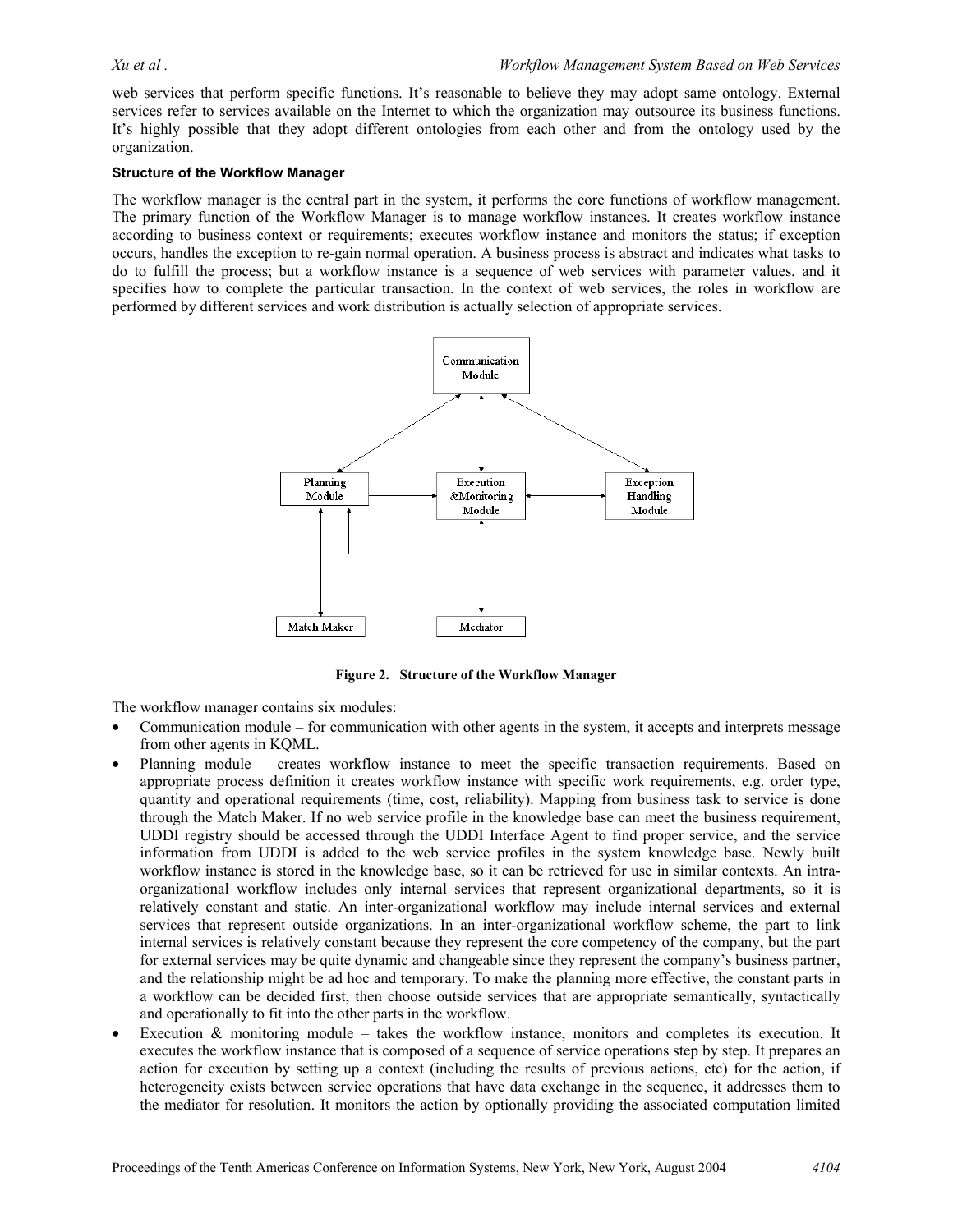web services that perform specific functions. It's reasonable to believe they may adopt same ontology. External services refer to services available on the Internet to which the organization may outsource its business functions. It's highly possible that they adopt different ontologies from each other and from the ontology used by the organization.

#### Structure of the Workflow Manager

The workflow manager is the central part in the system, it performs the core functions of workflow management. The primary function of the Workflow Manager is to manage workflow instances. It creates workflow instance according to business context or requirements; executes workflow instance and monitors the status; if exception occurs, handles the exception to re-gain normal operation. A business process is abstract and indicates what tasks to do to fulfill the process; but a workflow instance is a sequence of web services with parameter values, and it specifies how to complete the particular transaction. In the context of web services, the roles in workflow are performed by different services and work distribution is actually selection of appropriate services.

**Figure 2. Structure of the Workflow Manager**

The workflow manager contains six modules:

- Communication module – for communication with other agents in the system, it accepts and interprets message from other agents in KQML.
- Planning module – creates workflow instance to meet the specific transaction requirements. Based on appropriate process definition it creates workflow instance with specific work requirements, e.g. order type, quantity and operational requirements (time, cost, reliability). Mapping from business task to service is done through the Match Maker. If no web service profile in the knowledge base can meet the business requirement, UDDI registry should be accessed through the UDDI Interface Agent to find proper service, and the service information from UDDI is added to the web service profiles in the system knowledge base. Newly built workflow instance is stored in the knowledge base, so it can be retrieved for use in similar contexts. An intra-organizational workflow includes only internal services that represent organizational departments, so it is relatively constant and static. An inter-organizational workflow may include internal services and external services that represent outside organizations. In an inter-organizational workflow scheme, the part to link internal services is relatively constant because they represent the core competency of the company, but the part for external services may be quite dynamic and changeable since they represent the company's business partner, and the relationship might be ad hoc and temporary. To make the planning more effective, the constant parts in a workflow can be decided first, then choose outside services that are appropriate semantically, syntactically and operationally to fit into the other parts in the workflow.
- Execution & monitoring module – takes the workflow instance, monitors and completes its execution. It executes the workflow instance that is composed of a sequence of service operations step by step. It prepares an action for execution by setting up a context (including the results of previous actions, etc) for the action, if heterogeneity exists between service operations that have data exchange in the sequence, it addresses them to the mediator for resolution. It monitors the action by optionally providing the associated computation limited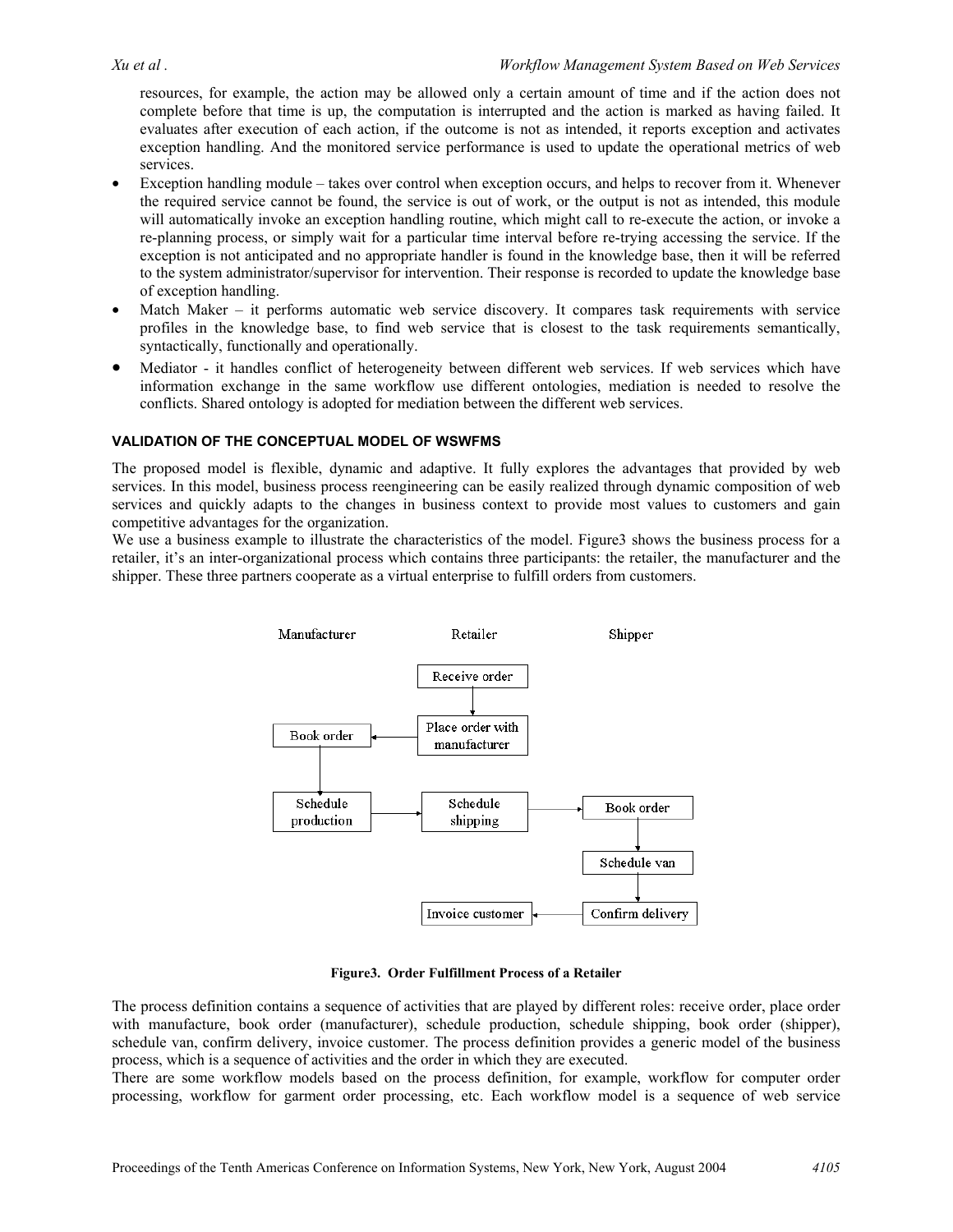resources, for example, the action may be allowed only a certain amount of time and if the action does not complete before that time is up, the computation is interrupted and the action is marked as having failed. It evaluates after execution of each action, if the outcome is not as intended, it reports exception and activates exception handling. And the monitored service performance is used to update the operational metrics of web services.

- Exception handling module – takes over control when exception occurs, and helps to recover from it. Whenever the required service cannot be found, the service is out of work, or the output is not as intended, this module will automatically invoke an exception handling routine, which might call to re-execute the action, or invoke a re-planning process, or simply wait for a particular time interval before re-trying accessing the service. If the exception is not anticipated and no appropriate handler is found in the knowledge base, then it will be referred to the system administrator/supervisor for intervention. Their response is recorded to update the knowledge base of exception handling.
- Match Maker – it performs automatic web service discovery. It compares task requirements with service profiles in the knowledge base, to find web service that is closest to the task requirements semantically, syntactically, functionally and operationally.
- Mediator - it handles conflict of heterogeneity between different web services. If web services which have information exchange in the same workflow use different ontologies, mediation is needed to resolve the conflicts. Shared ontology is adopted for mediation between the different web services.

#### VALIDATION OF THE CONCEPTUAL MODEL OF WSWFMS

The proposed model is flexible, dynamic and adaptive. It fully explores the advantages that provided by web services. In this model, business process reengineering can be easily realized through dynamic composition of web services and quickly adapts to the changes in business context to provide most values to customers and gain competitive advantages for the organization.

We use a business example to illustrate the characteristics of the model. Figure3 shows the business process for a retailer, it's an inter-organizational process which contains three participants: the retailer, the manufacturer and the shipper. These three partners cooperate as a virtual enterprise to fulfill orders from customers.

Manufacturer | Retailer | Shipper

Receive order → Place order with manufacturer → Book order → Schedule production → Schedule shipping → Book order → Schedule van → Confirm delivery → Invoice customer

**Figure3. Order Fulfillment Process of a Retailer**

The process definition contains a sequence of activities that are played by different roles: receive order, place order with manufacture, book order (manufacturer), schedule production, schedule shipping, book order (shipper), schedule van, confirm delivery, invoice customer. The process definition provides a generic model of the business process, which is a sequence of activities and the order in which they are executed.

There are some workflow models based on the process definition, for example, workflow for computer order processing, workflow for garment order processing, etc. Each workflow model is a sequence of web service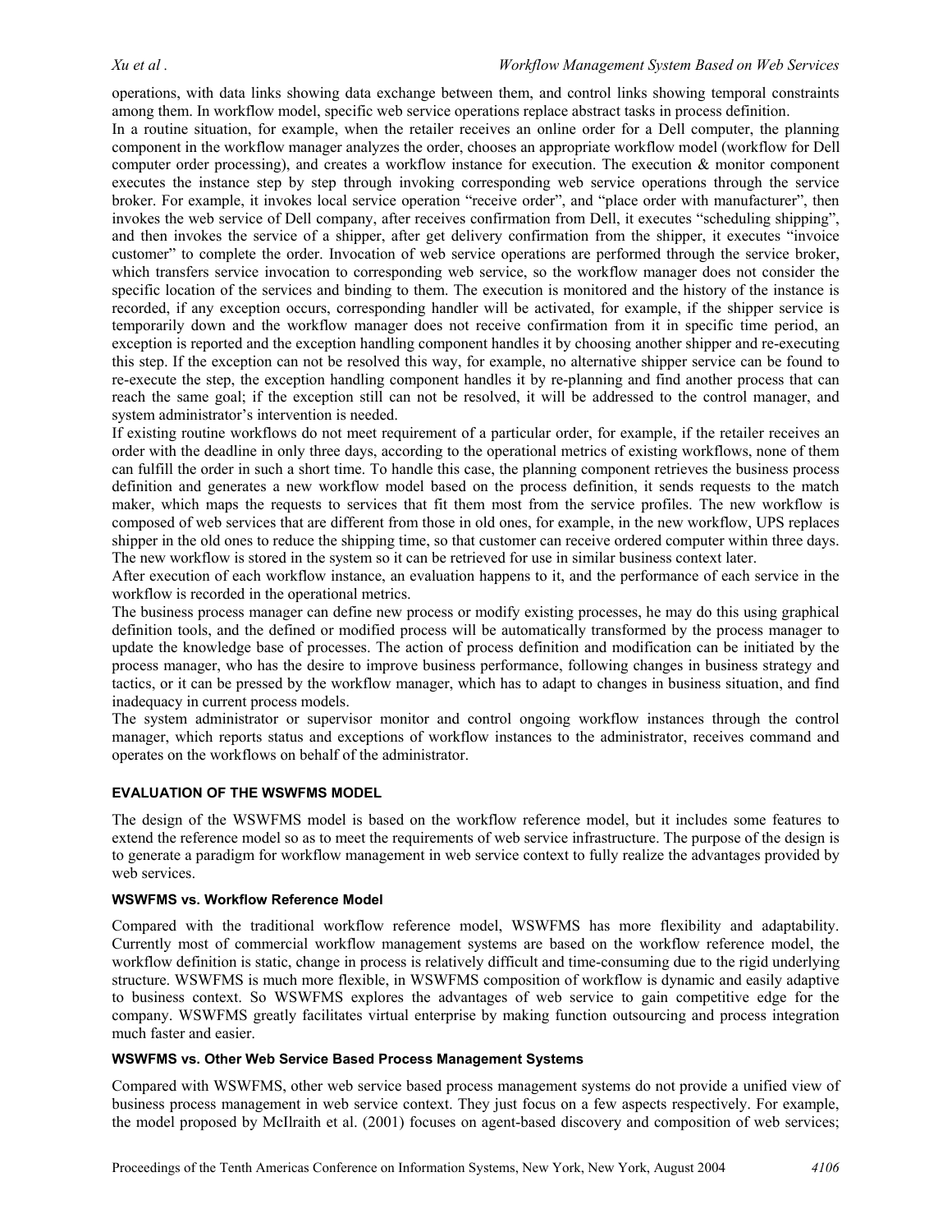operations, with data links showing data exchange between them, and control links showing temporal constraints among them. In workflow model, specific web service operations replace abstract tasks in process definition.

In a routine situation, for example, when the retailer receives an online order for a Dell computer, the planning component in the workflow manager analyzes the order, chooses an appropriate workflow model (workflow for Dell computer order processing), and creates a workflow instance for execution. The execution & monitor component executes the instance step by step through invoking corresponding web service operations through the service broker. For example, it invokes local service operation "receive order", and "place order with manufacturer", then invokes the web service of Dell company, after receives confirmation from Dell, it executes "scheduling shipping", and then invokes the service of a shipper, after get delivery confirmation from the shipper, it executes "invoice customer" to complete the order. Invocation of web service operations are performed through the service broker, which transfers service invocation to corresponding web service, so the workflow manager does not consider the specific location of the services and binding to them. The execution is monitored and the history of the instance is recorded, if any exception occurs, corresponding handler will be activated, for example, if the shipper service is temporarily down and the workflow manager does not receive confirmation from it in specific time period, an exception is reported and the exception handling component handles it by choosing another shipper and re-executing this step. If the exception can not be resolved this way, for example, no alternative shipper service can be found to re-execute the step, the exception handling component handles it by re-planning and find another process that can reach the same goal; if the exception still can not be resolved, it will be addressed to the control manager, and system administrator's intervention is needed.

If existing routine workflows do not meet requirement of a particular order, for example, if the retailer receives an order with the deadline in only three days, according to the operational metrics of existing workflows, none of them can fulfill the order in such a short time. To handle this case, the planning component retrieves the business process definition and generates a new workflow model based on the process definition, it sends requests to the match maker, which maps the requests to services that fit them most from the service profiles. The new workflow is composed of web services that are different from those in old ones, for example, in the new workflow, UPS replaces shipper in the old ones to reduce the shipping time, so that customer can receive ordered computer within three days. The new workflow is stored in the system so it can be retrieved for use in similar business context later.

After execution of each workflow instance, an evaluation happens to it, and the performance of each service in the workflow is recorded in the operational metrics.

The business process manager can define new process or modify existing processes, he may do this using graphical definition tools, and the defined or modified process will be automatically transformed by the process manager to update the knowledge base of processes. The action of process definition and modification can be initiated by the process manager, who has the desire to improve business performance, following changes in business strategy and tactics, or it can be pressed by the workflow manager, which has to adapt to changes in business situation, and find inadequacy in current process models.

The system administrator or supervisor monitor and control ongoing workflow instances through the control manager, which reports status and exceptions of workflow instances to the administrator, receives command and operates on the workflows on behalf of the administrator.

## EVALUATION OF THE WSWFMS MODEL

The design of the WSWFMS model is based on the workflow reference model, but it includes some features to extend the reference model so as to meet the requirements of web service infrastructure. The purpose of the design is to generate a paradigm for workflow management in web service context to fully realize the advantages provided by web services.

### WSWFMS vs. Workflow Reference Model

Compared with the traditional workflow reference model, WSWFMS has more flexibility and adaptability. Currently most of commercial workflow management systems are based on the workflow reference model, the workflow definition is static, change in process is relatively difficult and time-consuming due to the rigid underlying structure. WSWFMS is much more flexible, in WSWFMS composition of workflow is dynamic and easily adaptive to business context. So WSWFMS explores the advantages of web service to gain competitive edge for the company. WSWFMS greatly facilitates virtual enterprise by making function outsourcing and process integration much faster and easier.

### WSWFMS vs. Other Web Service Based Process Management Systems

Compared with WSWFMS, other web service based process management systems do not provide a unified view of business process management in web service context. They just focus on a few aspects respectively. For example, the model proposed by McIlraith et al. (2001) focuses on agent-based discovery and composition of web services;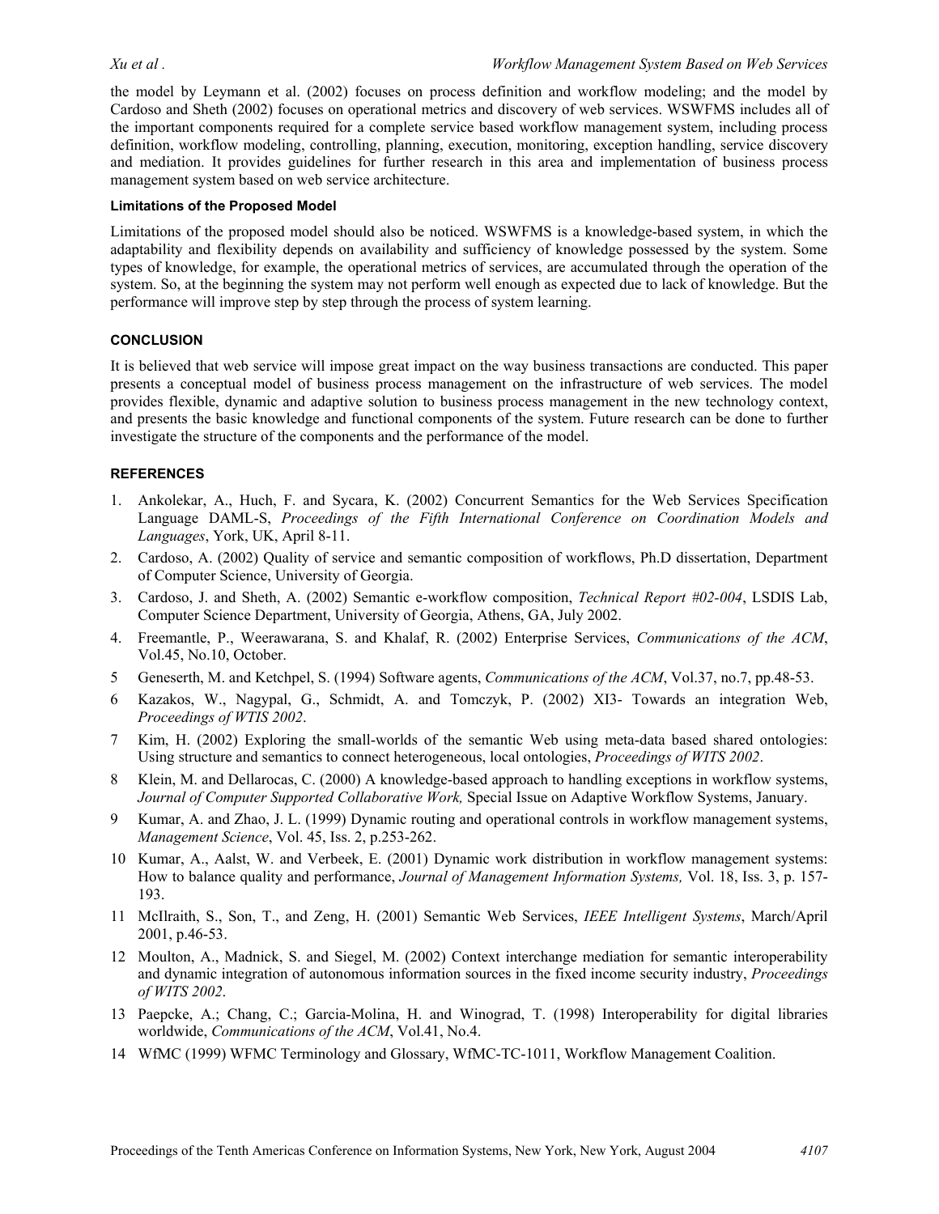the model by Leymann et al. (2002) focuses on process definition and workflow modeling; and the model by Cardoso and Sheth (2002) focuses on operational metrics and discovery of web services. WSWFMS includes all of the important components required for a complete service based workflow management system, including process definition, workflow modeling, controlling, planning, execution, monitoring, exception handling, service discovery and mediation. It provides guidelines for further research in this area and implementation of business process management system based on web service architecture.

#### Limitations of the Proposed Model

Limitations of the proposed model should also be noticed. WSWFMS is a knowledge-based system, in which the adaptability and flexibility depends on availability and sufficiency of knowledge possessed by the system. Some types of knowledge, for example, the operational metrics of services, are accumulated through the operation of the system. So, at the beginning the system may not perform well enough as expected due to lack of knowledge. But the performance will improve step by step through the process of system learning.

### CONCLUSION

It is believed that web service will impose great impact on the way business transactions are conducted. This paper presents a conceptual model of business process management on the infrastructure of web services. The model provides flexible, dynamic and adaptive solution to business process management in the new technology context, and presents the basic knowledge and functional components of the system. Future research can be done to further investigate the structure of the components and the performance of the model.

### REFERENCES

1. Ankolekar, A., Huch, F. and Sycara, K. (2002) Concurrent Semantics for the Web Services Specification Language DAML-S, *Proceedings of the Fifth International Conference on Coordination Models and Languages*, York, UK, April 8-11.
2. Cardoso, A. (2002) Quality of service and semantic composition of workflows, Ph.D dissertation, Department of Computer Science, University of Georgia.
3. Cardoso, J. and Sheth, A. (2002) Semantic e-workflow composition, *Technical Report #02-004*, LSDIS Lab, Computer Science Department, University of Georgia, Athens, GA, July 2002.
4. Freemantle, P., Weerawarana, S. and Khalaf, R. (2002) Enterprise Services, *Communications of the ACM*, Vol.45, No.10, October.
5. Geneserth, M. and Ketchpel, S. (1994) Software agents, *Communications of the ACM*, Vol.37, no.7, pp.48-53.
6. Kazakos, W., Nagypal, G., Schmidt, A. and Tomczyk, P. (2002) XI3- Towards an integration Web, *Proceedings of WTIS 2002*.
7. Kim, H. (2002) Exploring the small-worlds of the semantic Web using meta-data based shared ontologies: Using structure and semantics to connect heterogeneous, local ontologies, *Proceedings of WITS 2002*.
8. Klein, M. and Dellarocas, C. (2000) A knowledge-based approach to handling exceptions in workflow systems, *Journal of Computer Supported Collaborative Work,* Special Issue on Adaptive Workflow Systems, January.
9. Kumar, A. and Zhao, J. L. (1999) Dynamic routing and operational controls in workflow management systems, *Management Science*, Vol. 45, Iss. 2, p.253-262.
10. Kumar, A., Aalst, W. and Verbeek, E. (2001) Dynamic work distribution in workflow management systems: How to balance quality and performance, *Journal of Management Information Systems,* Vol. 18, Iss. 3, p. 157-193.
11. McIlraith, S., Son, T., and Zeng, H. (2001) Semantic Web Services, *IEEE Intelligent Systems*, March/April 2001, p.46-53.
12. Moulton, A., Madnick, S. and Siegel, M. (2002) Context interchange mediation for semantic interoperability and dynamic integration of autonomous information sources in the fixed income security industry, *Proceedings of WITS 2002*.
13. Paepcke, A.; Chang, C.; Garcia-Molina, H. and Winograd, T. (1998) Interoperability for digital libraries worldwide, *Communications of the ACM*, Vol.41, No.4.
14. WfMC (1999) WFMC Terminology and Glossary, WfMC-TC-1011, Workflow Management Coalition.